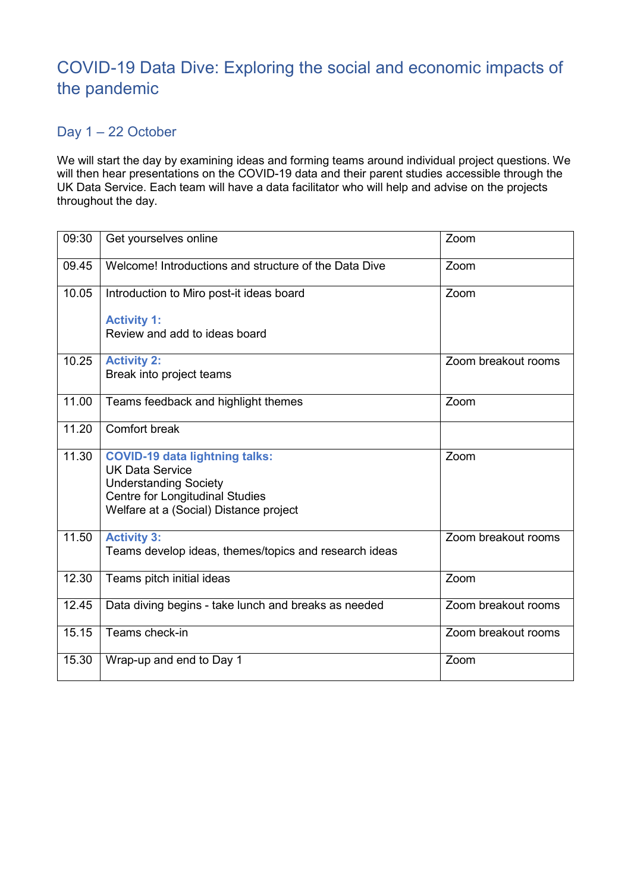# COVID-19 Data Dive: Exploring the social and economic impacts of the pandemic

## Day 1 – 22 October

We will start the day by examining ideas and forming teams around individual project questions. We will then hear presentations on the COVID-19 data and their parent studies accessible through the UK Data Service. Each team will have a data facilitator who will help and advise on the projects throughout the day.

| | | |
|---|---|---|
| 09:30 | Get yourselves online | Zoom |
| 09.45 | Welcome! Introductions and structure of the Data Dive | Zoom |
| 10.05 | Introduction to Miro post-it ideas board<br><br>**Activity 1:**<br>Review and add to ideas board | Zoom |
| 10.25 | **Activity 2:**<br>Break into project teams | Zoom breakout rooms |
| 11.00 | Teams feedback and highlight themes | Zoom |
| 11.20 | Comfort break | |
| 11.30 | **COVID-19 data lightning talks:**<br>UK Data Service<br>Understanding Society<br>Centre for Longitudinal Studies<br>Welfare at a (Social) Distance project | Zoom |
| 11.50 | **Activity 3:**<br>Teams develop ideas, themes/topics and research ideas | Zoom breakout rooms |
| 12.30 | Teams pitch initial ideas | Zoom |
| 12.45 | Data diving begins - take lunch and breaks as needed | Zoom breakout rooms |
| 15.15 | Teams check-in | Zoom breakout rooms |
| 15.30 | Wrap-up and end to Day 1 | Zoom |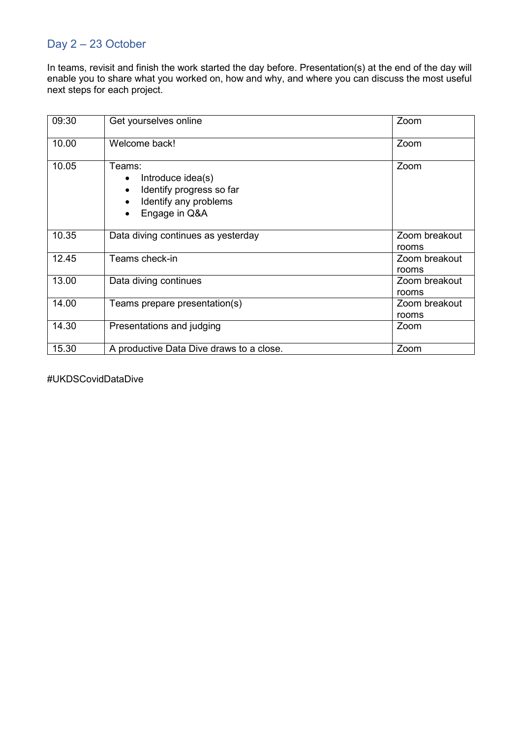## Day 2 – 23 October

In teams, revisit and finish the work started the day before. Presentation(s) at the end of the day will enable you to share what you worked on, how and why, and where you can discuss the most useful next steps for each project.

| | | |
|---|---|---|
| 09:30 | Get yourselves online | Zoom |
| 10.00 | Welcome back! | Zoom |
| 10.05 | Teams:<br>• Introduce idea(s)<br>• Identify progress so far<br>• Identify any problems<br>• Engage in Q&A | Zoom |
| 10.35 | Data diving continues as yesterday | Zoom breakout rooms |
| 12.45 | Teams check-in | Zoom breakout rooms |
| 13.00 | Data diving continues | Zoom breakout rooms |
| 14.00 | Teams prepare presentation(s) | Zoom breakout rooms |
| 14.30 | Presentations and judging | Zoom |
| 15.30 | A productive Data Dive draws to a close. | Zoom |

#UKDSCovidDataDive